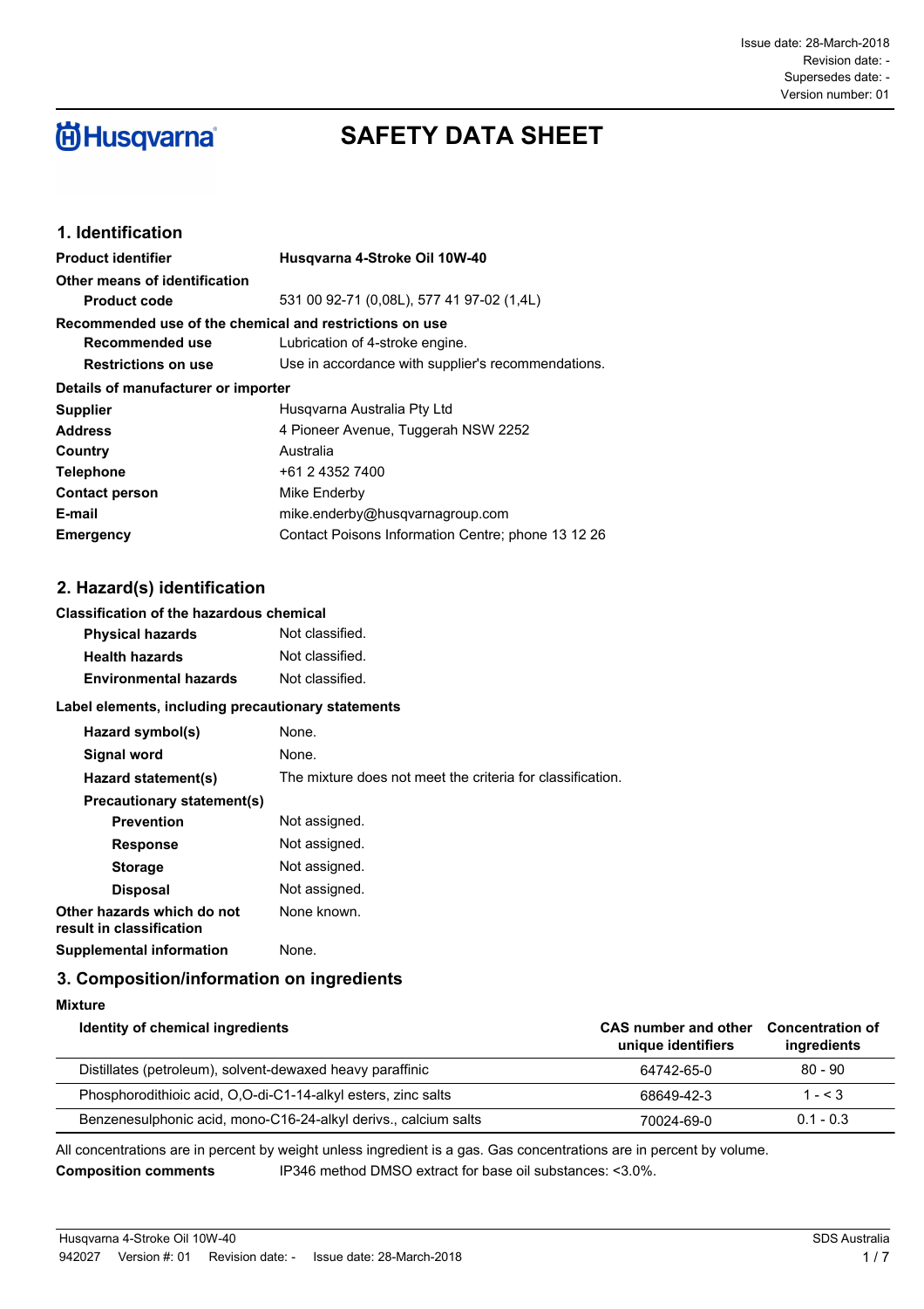Issue date: 28-March-2018
Revision date: -
Supersedes date: -
Version number: 01

Husqvarna

# SAFETY DATA SHEET

## 1. Identification

**Product identifier** **Husqvarna 4-Stroke Oil 10W-40**

**Other means of identification**

**Product code** 531 00 92-71 (0,08L), 577 41 97-02 (1,4L)

**Recommended use of the chemical and restrictions on use**

**Recommended use** Lubrication of 4-stroke engine.

**Restrictions on use** Use in accordance with supplier's recommendations.

**Details of manufacturer or importer**

**Supplier** Husqvarna Australia Pty Ltd

**Address** 4 Pioneer Avenue, Tuggerah NSW 2252

**Country** Australia

**Telephone** +61 2 4352 7400

**Contact person** Mike Enderby

**E-mail** mike.enderby@husqvarnagroup.com

**Emergency** Contact Poisons Information Centre; phone 13 12 26

## 2. Hazard(s) identification

**Classification of the hazardous chemical**

**Physical hazards** Not classified.

**Health hazards** Not classified.

**Environmental hazards** Not classified.

**Label elements, including precautionary statements**

**Hazard symbol(s)** None.

**Signal word** None.

**Hazard statement(s)** The mixture does not meet the criteria for classification.

**Precautionary statement(s)**

**Prevention** Not assigned.

**Response** Not assigned.

**Storage** Not assigned.

**Disposal** Not assigned.

**Other hazards which do not result in classification** None known.

**Supplemental information** None.

## 3. Composition/information on ingredients

**Mixture**

| Identity of chemical ingredients | CAS number and other unique identifiers | Concentration of ingredients |
| --- | --- | --- |
| Distillates (petroleum), solvent-dewaxed heavy paraffinic | 64742-65-0 | 80 - 90 |
| Phosphorodithioic acid, O,O-di-C1-14-alkyl esters, zinc salts | 68649-42-3 | 1 - < 3 |
| Benzenesulphonic acid, mono-C16-24-alkyl derivs., calcium salts | 70024-69-0 | 0.1 - 0.3 |

All concentrations are in percent by weight unless ingredient is a gas. Gas concentrations are in percent by volume.

**Composition comments** IP346 method DMSO extract for base oil substances: <3.0%.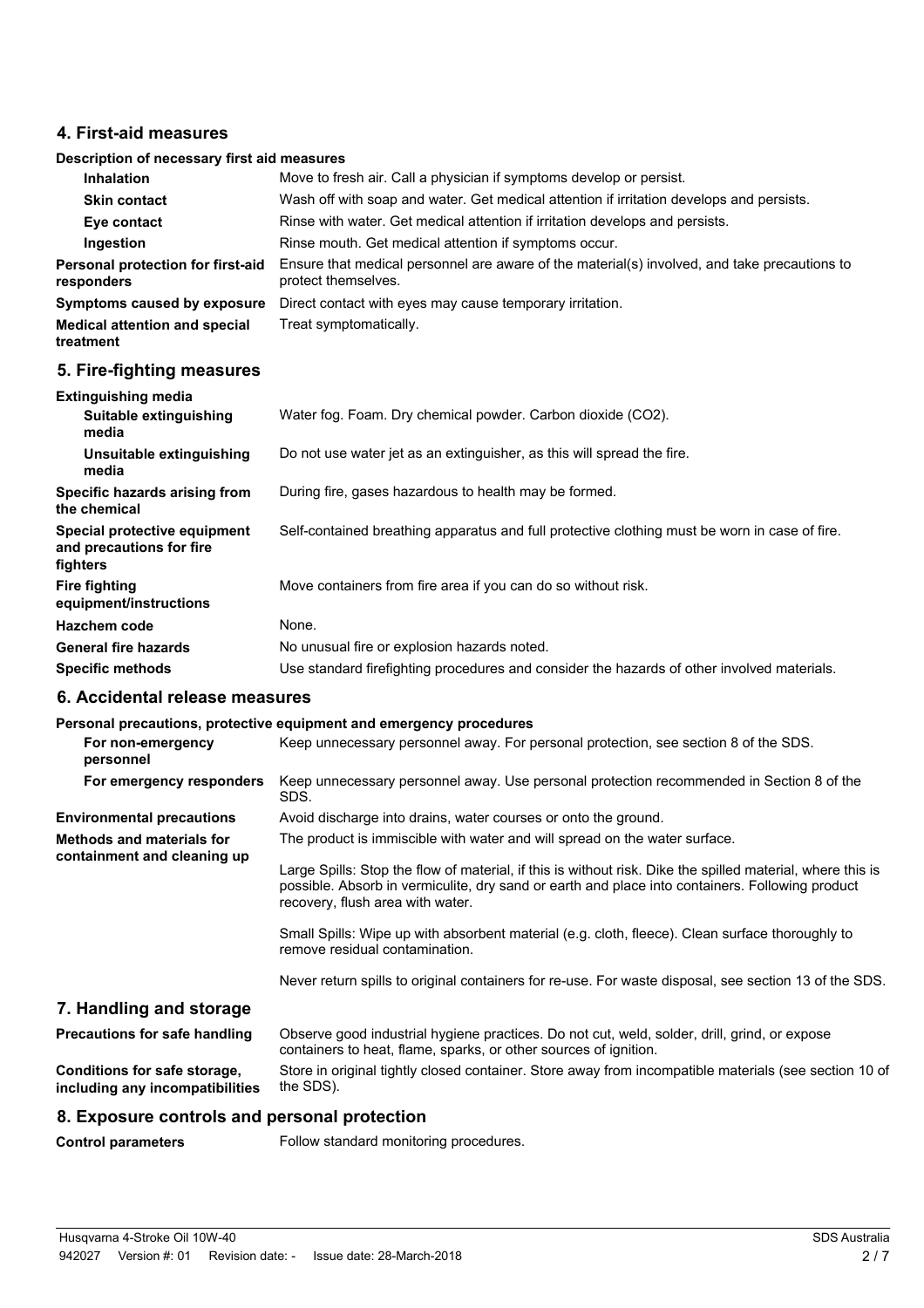## 4. First-aid measures

**Description of necessary first aid measures**

| | |
|---|---|
| **Inhalation** | Move to fresh air. Call a physician if symptoms develop or persist. |
| **Skin contact** | Wash off with soap and water. Get medical attention if irritation develops and persists. |
| **Eye contact** | Rinse with water. Get medical attention if irritation develops and persists. |
| **Ingestion** | Rinse mouth. Get medical attention if symptoms occur. |
| **Personal protection for first-aid responders** | Ensure that medical personnel are aware of the material(s) involved, and take precautions to protect themselves. |
| **Symptoms caused by exposure** | Direct contact with eyes may cause temporary irritation. |
| **Medical attention and special treatment** | Treat symptomatically. |

## 5. Fire-fighting measures

| | |
|---|---|
| **Extinguishing media** | |
| **Suitable extinguishing media** | Water fog. Foam. Dry chemical powder. Carbon dioxide ($CO_2$). |
| **Unsuitable extinguishing media** | Do not use water jet as an extinguisher, as this will spread the fire. |
| **Specific hazards arising from the chemical** | During fire, gases hazardous to health may be formed. |
| **Special protective equipment and precautions for fire fighters** | Self-contained breathing apparatus and full protective clothing must be worn in case of fire. |
| **Fire fighting equipment/instructions** | Move containers from fire area if you can do so without risk. |
| **Hazchem code** | None. |
| **General fire hazards** | No unusual fire or explosion hazards noted. |
| **Specific methods** | Use standard firefighting procedures and consider the hazards of other involved materials. |

## 6. Accidental release measures

**Personal precautions, protective equipment and emergency procedures**

| | |
|---|---|
| **For non-emergency personnel** | Keep unnecessary personnel away. For personal protection, see section 8 of the SDS. |
| **For emergency responders** | Keep unnecessary personnel away. Use personal protection recommended in Section 8 of the SDS. |
| **Environmental precautions** | Avoid discharge into drains, water courses or onto the ground. |
| **Methods and materials for containment and cleaning up** | The product is immiscible with water and will spread on the water surface.<br><br>Large Spills: Stop the flow of material, if this is without risk. Dike the spilled material, where this is possible. Absorb in vermiculite, dry sand or earth and place into containers. Following product recovery, flush area with water.<br><br>Small Spills: Wipe up with absorbent material (e.g. cloth, fleece). Clean surface thoroughly to remove residual contamination.<br><br>Never return spills to original containers for re-use. For waste disposal, see section 13 of the SDS. |

## 7. Handling and storage

| | |
|---|---|
| **Precautions for safe handling** | Observe good industrial hygiene practices. Do not cut, weld, solder, drill, grind, or expose containers to heat, flame, sparks, or other sources of ignition. |
| **Conditions for safe storage, including any incompatibilities** | Store in original tightly closed container. Store away from incompatible materials (see section 10 of the SDS). |

## 8. Exposure controls and personal protection

| | |
|---|---|
| **Control parameters** | Follow standard monitoring procedures. |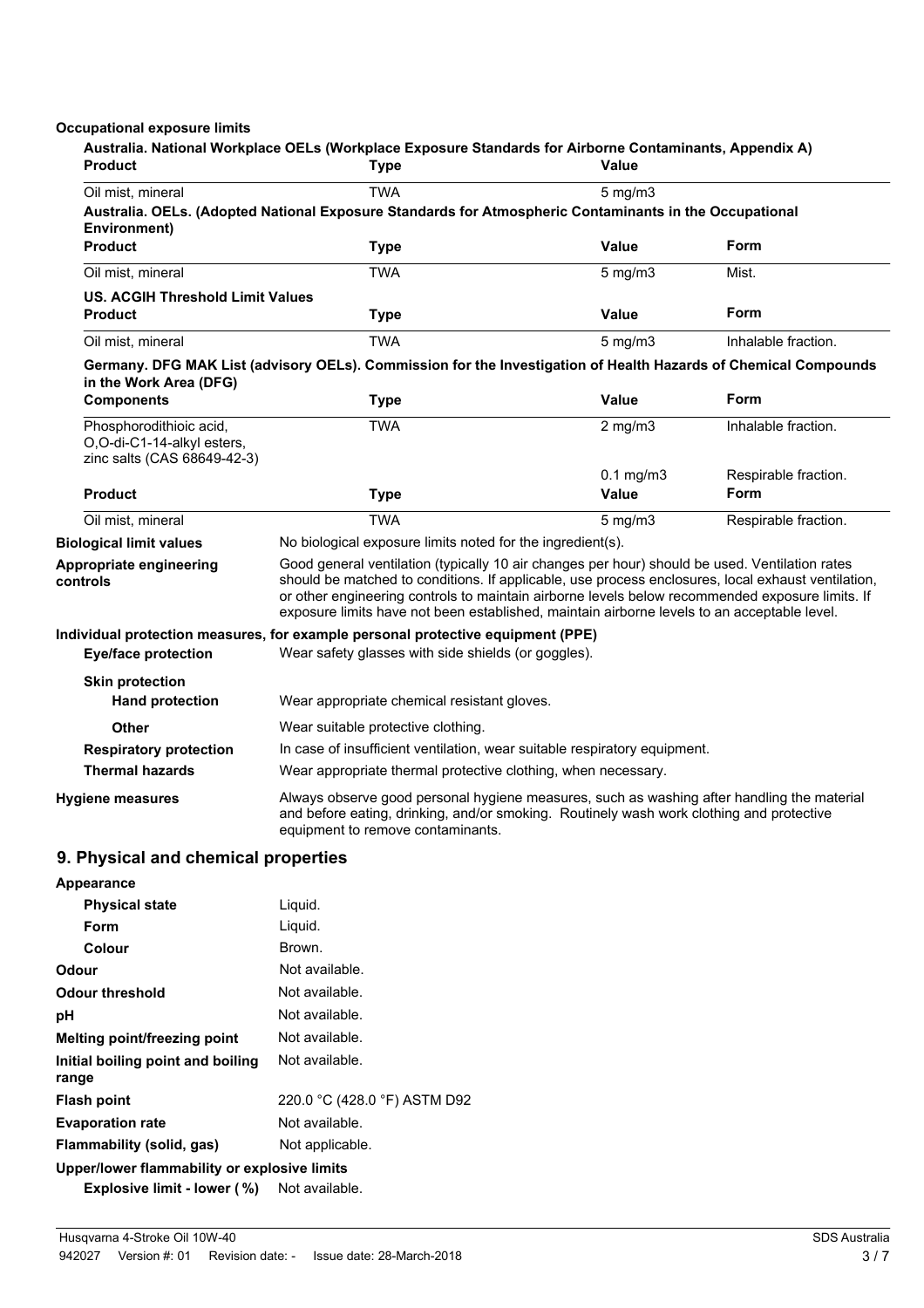**Occupational exposure limits**

**Australia. National Workplace OELs (Workplace Exposure Standards for Airborne Contaminants, Appendix A)**

| Product | Type | Value |
|---|---|---|
| Oil mist, mineral | TWA | 5 mg/m3 |

**Australia. OELs. (Adopted National Exposure Standards for Atmospheric Contaminants in the Occupational Environment)**

| Product | Type | Value | Form |
|---|---|---|---|
| Oil mist, mineral | TWA | 5 mg/m3 | Mist. |

**US. ACGIH Threshold Limit Values**

| Product | Type | Value | Form |
|---|---|---|---|
| Oil mist, mineral | TWA | 5 mg/m3 | Inhalable fraction. |

**Germany. DFG MAK List (advisory OELs). Commission for the Investigation of Health Hazards of Chemical Compounds in the Work Area (DFG)**

| Components | Type | Value | Form |
|---|---|---|---|
| Phosphorodithioic acid, O,O-di-C1-14-alkyl esters, zinc salts (CAS 68649-42-3) | TWA | 2 mg/m3 | Inhalable fraction. |
| | | 0.1 mg/m3 | Respirable fraction. |
| **Product** | **Type** | **Value** | **Form** |
| Oil mist, mineral | TWA | 5 mg/m3 | Respirable fraction. |

**Biological limit values** No biological exposure limits noted for the ingredient(s).

**Appropriate engineering controls** Good general ventilation (typically 10 air changes per hour) should be used. Ventilation rates should be matched to conditions. If applicable, use process enclosures, local exhaust ventilation, or other engineering controls to maintain airborne levels below recommended exposure limits. If exposure limits have not been established, maintain airborne levels to an acceptable level.

**Individual protection measures, for example personal protective equipment (PPE)**

**Eye/face protection** Wear safety glasses with side shields (or goggles).

**Skin protection**

**Hand protection** Wear appropriate chemical resistant gloves.

**Other** Wear suitable protective clothing.

**Respiratory protection** In case of insufficient ventilation, wear suitable respiratory equipment.

**Thermal hazards** Wear appropriate thermal protective clothing, when necessary.

**Hygiene measures** Always observe good personal hygiene measures, such as washing after handling the material and before eating, drinking, and/or smoking. Routinely wash work clothing and protective equipment to remove contaminants.

## 9. Physical and chemical properties

**Appearance**

| | |
|---|---|
| **Physical state** | Liquid. |
| **Form** | Liquid. |
| **Colour** | Brown. |
| **Odour** | Not available. |
| **Odour threshold** | Not available. |
| **pH** | Not available. |
| **Melting point/freezing point** | Not available. |
| **Initial boiling point and boiling range** | Not available. |
| **Flash point** | 220.0 °C (428.0 °F) ASTM D92 |
| **Evaporation rate** | Not available. |
| **Flammability (solid, gas)** | Not applicable. |

**Upper/lower flammability or explosive limits**

**Explosive limit - lower (%)** Not available.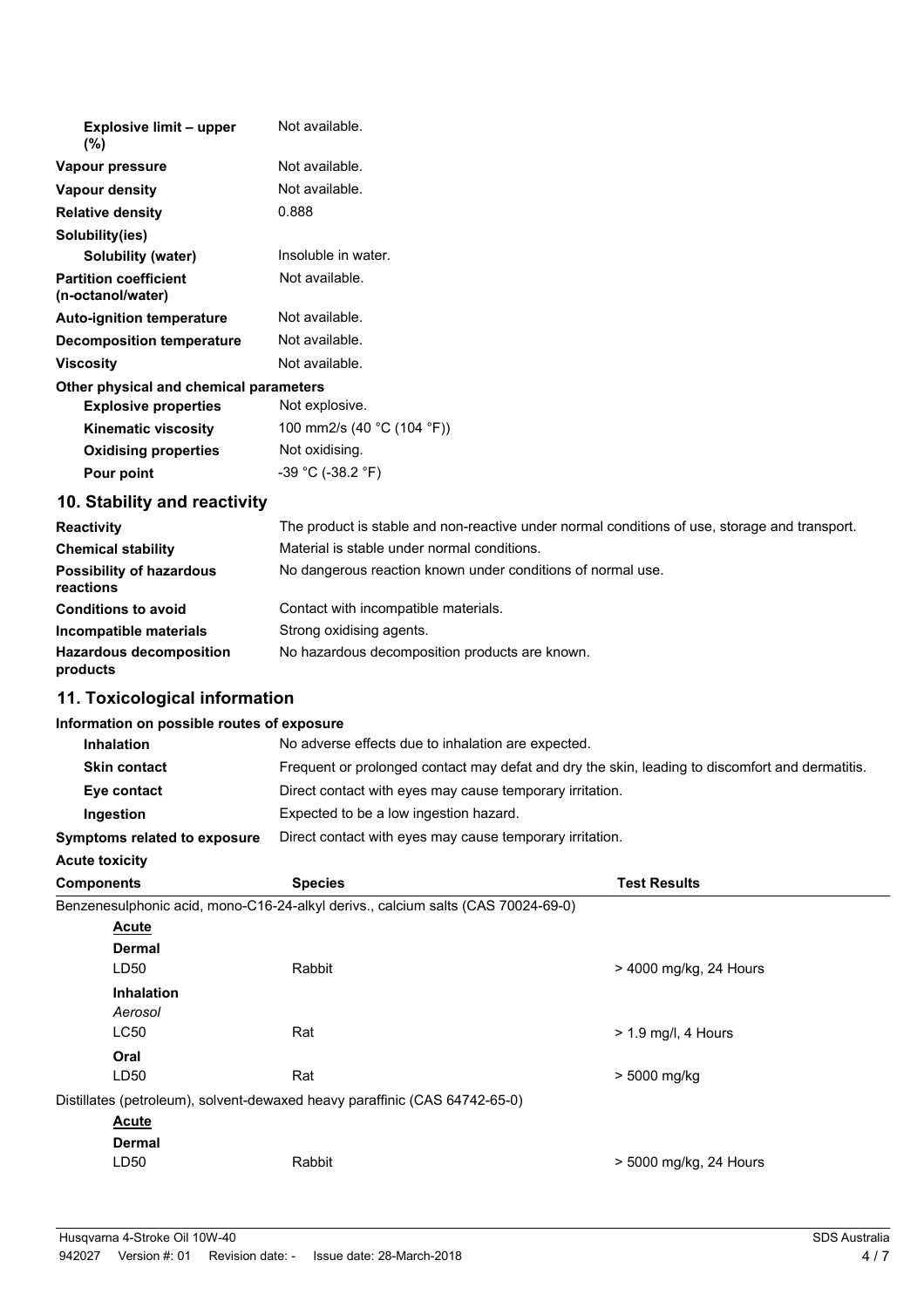| | |
|---|---|
| **Explosive limit – upper (%)** | Not available. |
| **Vapour pressure** | Not available. |
| **Vapour density** | Not available. |
| **Relative density** | 0.888 |
| **Solubility(ies)** | |
| **Solubility (water)** | Insoluble in water. |
| **Partition coefficient (n-octanol/water)** | Not available. |
| **Auto-ignition temperature** | Not available. |
| **Decomposition temperature** | Not available. |
| **Viscosity** | Not available. |
| **Other physical and chemical parameters** | |
| **Explosive properties** | Not explosive. |
| **Kinematic viscosity** | 100 mm2/s (40 °C (104 °F)) |
| **Oxidising properties** | Not oxidising. |
| **Pour point** | -39 °C (-38.2 °F) |

## 10. Stability and reactivity

| | |
|---|---|
| **Reactivity** | The product is stable and non-reactive under normal conditions of use, storage and transport. |
| **Chemical stability** | Material is stable under normal conditions. |
| **Possibility of hazardous reactions** | No dangerous reaction known under conditions of normal use. |
| **Conditions to avoid** | Contact with incompatible materials. |
| **Incompatible materials** | Strong oxidising agents. |
| **Hazardous decomposition products** | No hazardous decomposition products are known. |

## 11. Toxicological information

**Information on possible routes of exposure**

| | |
|---|---|
| **Inhalation** | No adverse effects due to inhalation are expected. |
| **Skin contact** | Frequent or prolonged contact may defat and dry the skin, leading to discomfort and dermatitis. |
| **Eye contact** | Direct contact with eyes may cause temporary irritation. |
| **Ingestion** | Expected to be a low ingestion hazard. |
| **Symptoms related to exposure** | Direct contact with eyes may cause temporary irritation. |

**Acute toxicity**

| Components | Species | Test Results |
|---|---|---|
| Benzenesulphonic acid, mono-C16-24-alkyl derivs., calcium salts (CAS 70024-69-0) | | |
| **Acute** | | |
| **Dermal** | | |
| LD50 | Rabbit | > 4000 mg/kg, 24 Hours |
| **Inhalation** | | |
| *Aerosol* | | |
| LC50 | Rat | > 1.9 mg/l, 4 Hours |
| **Oral** | | |
| LD50 | Rat | > 5000 mg/kg |
| Distillates (petroleum), solvent-dewaxed heavy paraffinic (CAS 64742-65-0) | | |
| **Acute** | | |
| **Dermal** | | |
| LD50 | Rabbit | > 5000 mg/kg, 24 Hours |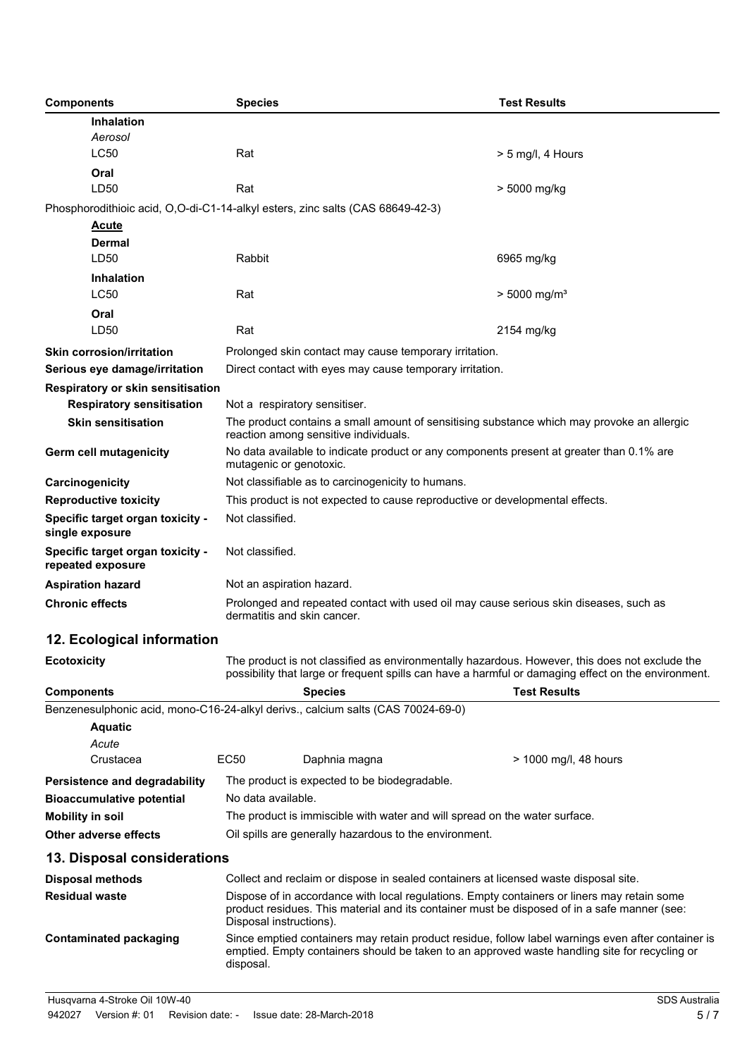| Components | Species | Test Results |
|---|---|---|
| **Inhalation** | | |
| *Aerosol* | | |
| LC50 | Rat | > 5 mg/l, 4 Hours |
| **Oral** | | |
| LD50 | Rat | > 5000 mg/kg |
| Phosphorodithioic acid, O,O-di-C1-14-alkyl esters, zinc salts (CAS 68649-42-3) | | |
| **Acute** | | |
| **Dermal** | | |
| LD50 | Rabbit | 6965 mg/kg |
| **Inhalation** | | |
| LC50 | Rat | > 5000 mg/m³ |
| **Oral** | | |
| LD50 | Rat | 2154 mg/kg |

**Skin corrosion/irritation** Prolonged skin contact may cause temporary irritation.

**Serious eye damage/irritation** Direct contact with eyes may cause temporary irritation.

**Respiratory or skin sensitisation**

**Respiratory sensitisation** Not a respiratory sensitiser.

**Skin sensitisation** The product contains a small amount of sensitising substance which may provoke an allergic reaction among sensitive individuals.

**Germ cell mutagenicity** No data available to indicate product or any components present at greater than 0.1% are mutagenic or genotoxic.

**Carcinogenicity** Not classifiable as to carcinogenicity to humans.

**Reproductive toxicity** This product is not expected to cause reproductive or developmental effects.

**Specific target organ toxicity - single exposure** Not classified.

**Specific target organ toxicity - repeated exposure** Not classified.

**Aspiration hazard** Not an aspiration hazard.

**Chronic effects** Prolonged and repeated contact with used oil may cause serious skin diseases, such as dermatitis and skin cancer.

## 12. Ecological information

**Ecotoxicity** The product is not classified as environmentally hazardous. However, this does not exclude the possibility that large or frequent spills can have a harmful or damaging effect on the environment.

| Components | | Species | Test Results |
|---|---|---|---|
| Benzenesulphonic acid, mono-C16-24-alkyl derivs., calcium salts (CAS 70024-69-0) | | | |
| **Aquatic** | | | |
| *Acute* | | | |
| Crustacea | EC50 | Daphnia magna | > 1000 mg/l, 48 hours |

**Persistence and degradability** The product is expected to be biodegradable.

**Bioaccumulative potential** No data available.

**Mobility in soil** The product is immiscible with water and will spread on the water surface.

**Other adverse effects** Oil spills are generally hazardous to the environment.

## 13. Disposal considerations

**Disposal methods** Collect and reclaim or dispose in sealed containers at licensed waste disposal site.

**Residual waste** Dispose of in accordance with local regulations. Empty containers or liners may retain some product residues. This material and its container must be disposed of in a safe manner (see: Disposal instructions).

**Contaminated packaging** Since emptied containers may retain product residue, follow label warnings even after container is emptied. Empty containers should be taken to an approved waste handling site for recycling or disposal.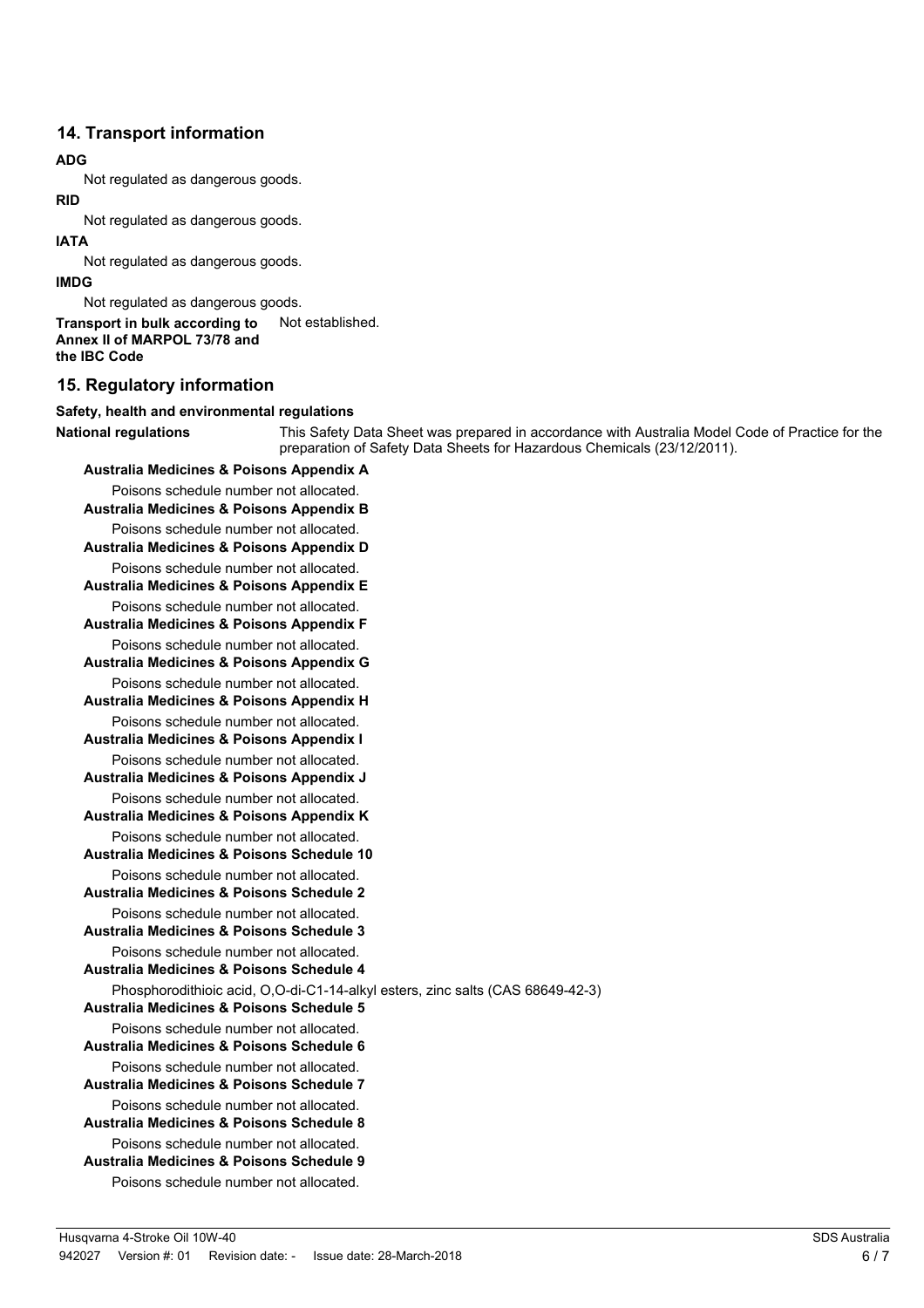## 14. Transport information

**ADG**

Not regulated as dangerous goods.

**RID**

Not regulated as dangerous goods.

**IATA**

Not regulated as dangerous goods.

**IMDG**

Not regulated as dangerous goods.

**Transport in bulk according to Annex II of MARPOL 73/78 and the IBC Code** Not established.

## 15. Regulatory information

**Safety, health and environmental regulations**

**National regulations** This Safety Data Sheet was prepared in accordance with Australia Model Code of Practice for the preparation of Safety Data Sheets for Hazardous Chemicals (23/12/2011).

**Australia Medicines & Poisons Appendix A**

Poisons schedule number not allocated.

**Australia Medicines & Poisons Appendix B**

Poisons schedule number not allocated.

**Australia Medicines & Poisons Appendix D**

Poisons schedule number not allocated.

**Australia Medicines & Poisons Appendix E**

Poisons schedule number not allocated.

**Australia Medicines & Poisons Appendix F**

Poisons schedule number not allocated.

**Australia Medicines & Poisons Appendix G**

Poisons schedule number not allocated.

**Australia Medicines & Poisons Appendix H**

Poisons schedule number not allocated.

**Australia Medicines & Poisons Appendix I**

Poisons schedule number not allocated.

**Australia Medicines & Poisons Appendix J**

Poisons schedule number not allocated.

**Australia Medicines & Poisons Appendix K**

Poisons schedule number not allocated.

**Australia Medicines & Poisons Schedule 10**

Poisons schedule number not allocated.

**Australia Medicines & Poisons Schedule 2**

Poisons schedule number not allocated.

**Australia Medicines & Poisons Schedule 3**

Poisons schedule number not allocated.

**Australia Medicines & Poisons Schedule 4**

Phosphorodithioic acid, O,O-di-C1-14-alkyl esters, zinc salts (CAS 68649-42-3)

**Australia Medicines & Poisons Schedule 5**

Poisons schedule number not allocated.

**Australia Medicines & Poisons Schedule 6**

Poisons schedule number not allocated.

**Australia Medicines & Poisons Schedule 7**

Poisons schedule number not allocated.

**Australia Medicines & Poisons Schedule 8**

Poisons schedule number not allocated.

**Australia Medicines & Poisons Schedule 9**

Poisons schedule number not allocated.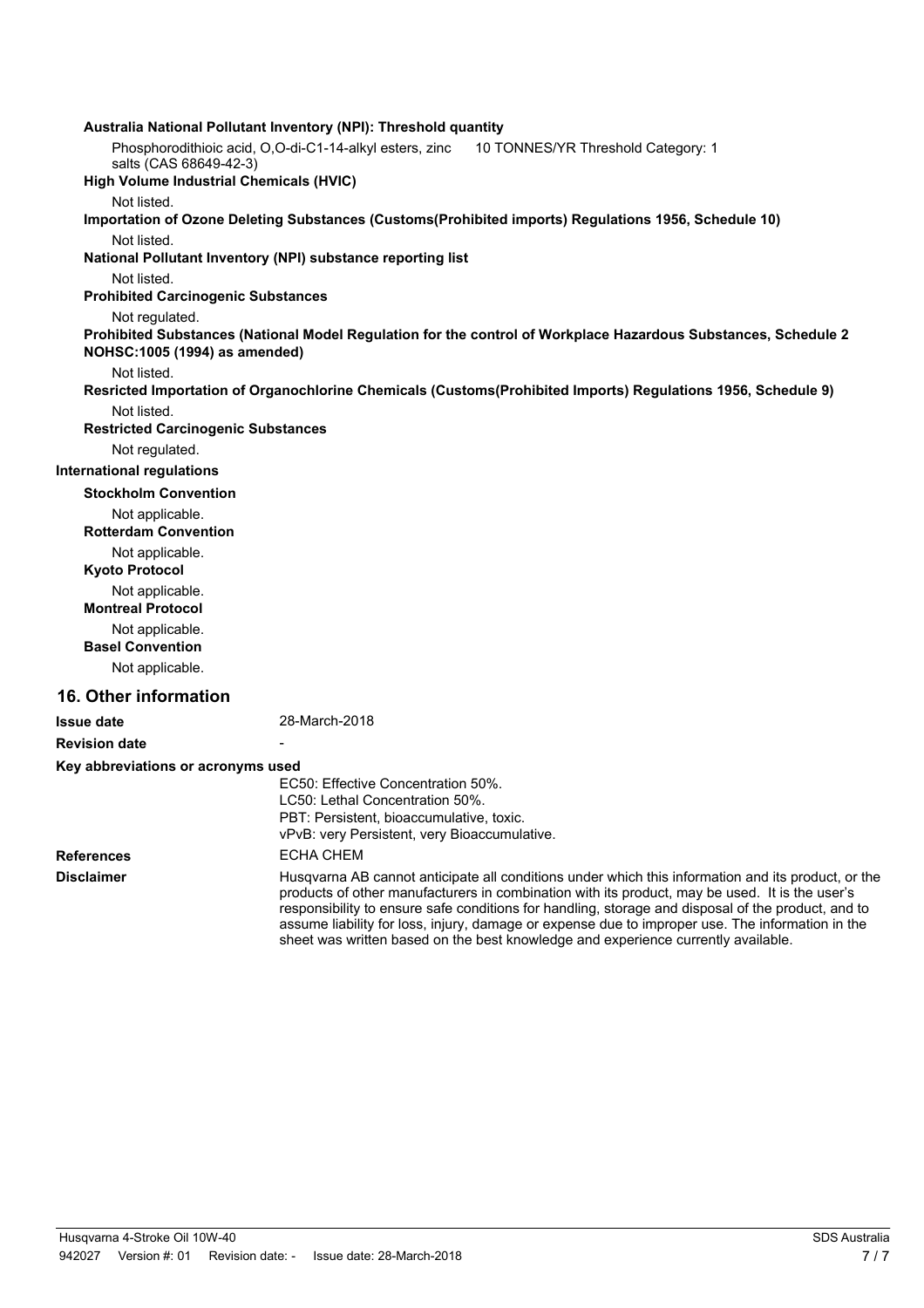**Australia National Pollutant Inventory (NPI): Threshold quantity**

| | |
|---|---|
| Phosphorodithioic acid, O,O-di-C1-14-alkyl esters, zinc salts (CAS 68649-42-3) | 10 TONNES/YR Threshold Category: 1 |

**High Volume Industrial Chemicals (HVIC)**

Not listed.

**Importation of Ozone Deleting Substances (Customs(Prohibited imports) Regulations 1956, Schedule 10)**

Not listed.

**National Pollutant Inventory (NPI) substance reporting list**

Not listed.

**Prohibited Carcinogenic Substances**

Not regulated.

**Prohibited Substances (National Model Regulation for the control of Workplace Hazardous Substances, Schedule 2 NOHSC:1005 (1994) as amended)**

Not listed.

**Resricted Importation of Organochlorine Chemicals (Customs(Prohibited Imports) Regulations 1956, Schedule 9)**

Not listed.

**Restricted Carcinogenic Substances**

Not regulated.

**International regulations**

**Stockholm Convention**

Not applicable.

**Rotterdam Convention**

Not applicable.

**Kyoto Protocol**

Not applicable.

**Montreal Protocol**

Not applicable.

**Basel Convention**

Not applicable.

## 16. Other information

**Issue date** 28-March-2018

**Revision date** -

**Key abbreviations or acronyms used**

EC50: Effective Concentration 50%.
LC50: Lethal Concentration 50%.
PBT: Persistent, bioaccumulative, toxic.
vPvB: very Persistent, very Bioaccumulative.

**References** ECHA CHEM

**Disclaimer** Husqvarna AB cannot anticipate all conditions under which this information and its product, or the products of other manufacturers in combination with its product, may be used. It is the user's responsibility to ensure safe conditions for handling, storage and disposal of the product, and to assume liability for loss, injury, damage or expense due to improper use. The information in the sheet was written based on the best knowledge and experience currently available.